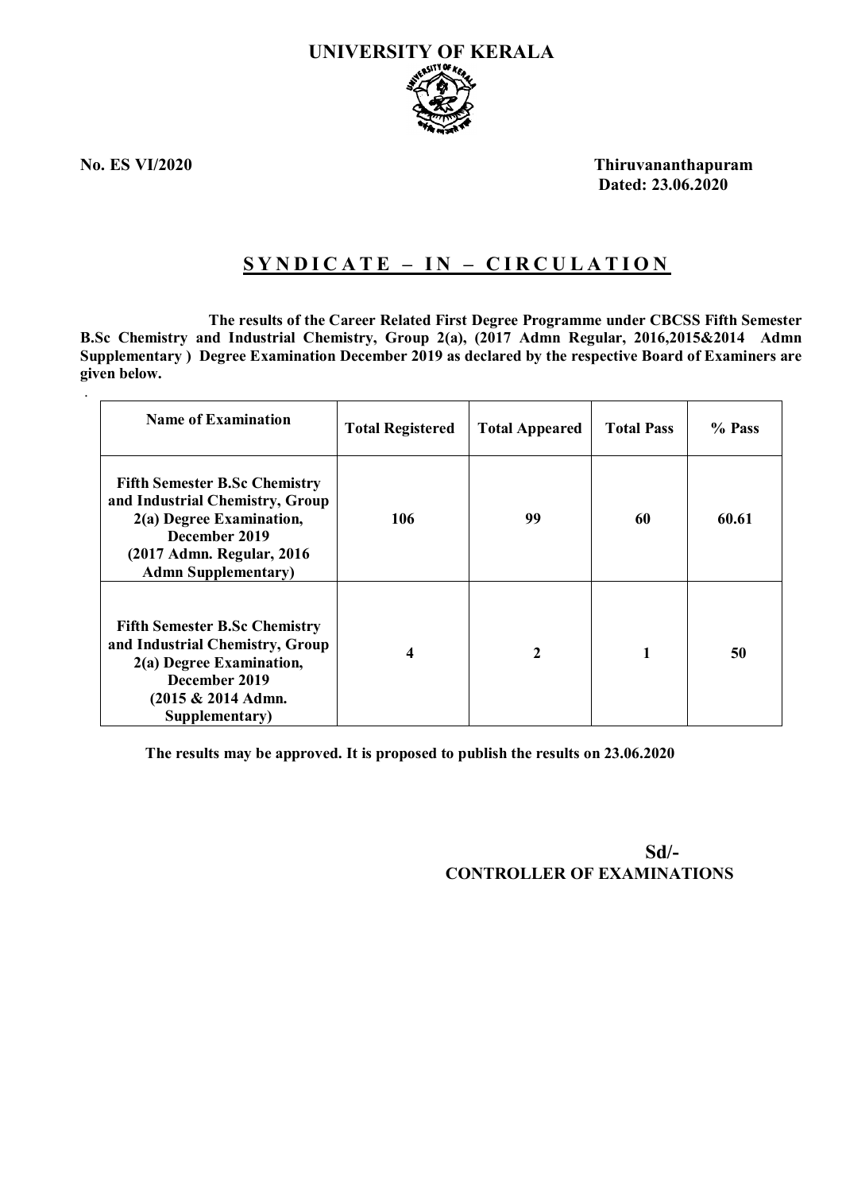# UNIVERSITY OF KERALA

**No. ES VI/2020**

**Thiruvananthapuram**
**Dated: 23.06.2020**

## <u>SYNDICATE – IN – CIRCULATION</u>

**The results of the Career Related First Degree Programme under CBCSS Fifth Semester B.Sc Chemistry and Industrial Chemistry, Group 2(a), (2017 Admn Regular, 2016,2015&2014 Admn Supplementary ) Degree Examination December 2019 as declared by the respective Board of Examiners are given below.**

| Name of Examination | Total Registered | Total Appeared | Total Pass | % Pass |
|---|---|---|---|---|
| **Fifth Semester B.Sc Chemistry and Industrial Chemistry, Group 2(a) Degree Examination, December 2019 (2017 Admn. Regular, 2016 Admn Supplementary)** | **106** | **99** | **60** | **60.61** |
| **Fifth Semester B.Sc Chemistry and Industrial Chemistry, Group 2(a) Degree Examination, December 2019 (2015 & 2014 Admn. Supplementary)** | **4** | **2** | **1** | **50** |

**The results may be approved. It is proposed to publish the results on 23.06.2020**

**Sd/-**
**CONTROLLER OF EXAMINATIONS**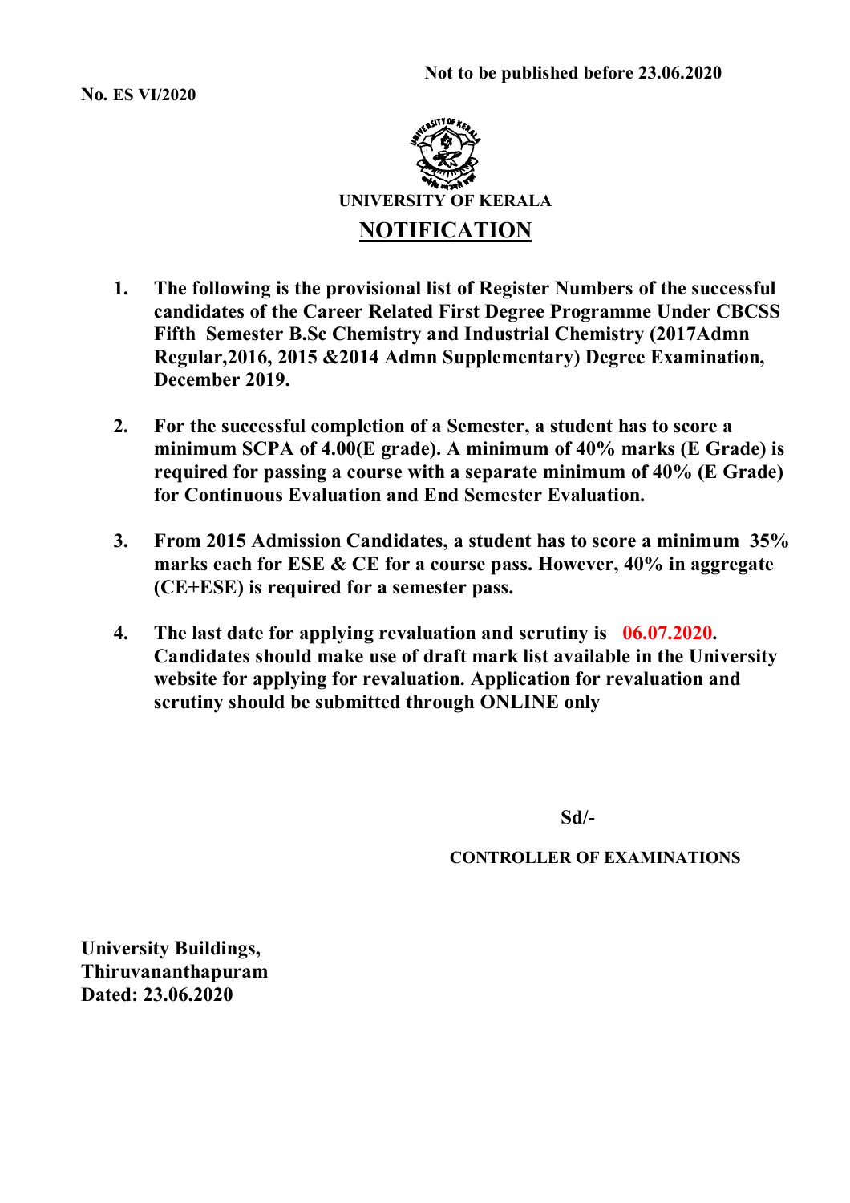**Not to be published before 23.06.2020**

**No. ES VI/2020**

**UNIVERSITY OF KERALA**

# NOTIFICATION

1. **The following is the provisional list of Register Numbers of the successful candidates of the Career Related First Degree Programme Under CBCSS Fifth Semester B.Sc Chemistry and Industrial Chemistry (2017Admn Regular,2016, 2015 &2014 Admn Supplementary) Degree Examination, December 2019.**

2. **For the successful completion of a Semester, a student has to score a minimum SCPA of 4.00(E grade). A minimum of 40% marks (E Grade) is required for passing a course with a separate minimum of 40% (E Grade) for Continuous Evaluation and End Semester Evaluation.**

3. **From 2015 Admission Candidates, a student has to score a minimum 35% marks each for ESE & CE for a course pass. However, 40% in aggregate (CE+ESE) is required for a semester pass.**

4. **The last date for applying revaluation and scrutiny is 06.07.2020. Candidates should make use of draft mark list available in the University website for applying for revaluation. Application for revaluation and scrutiny should be submitted through ONLINE only**

**Sd/-**

**CONTROLLER OF EXAMINATIONS**

**University Buildings,**
**Thiruvananthapuram**
**Dated: 23.06.2020**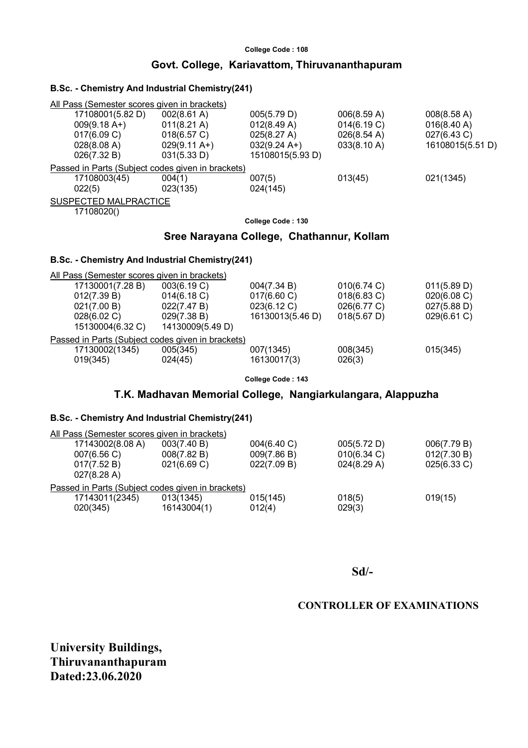College Code : 108

## Govt. College, Kariavattom, Thiruvananthapuram

### B.Sc. - Chemistry And Industrial Chemistry(241)

All Pass (Semester scores given in brackets)

| | | | | |
|---|---|---|---|---|
| 17108001(5.82 D) | 002(8.61 A) | 005(5.79 D) | 006(8.59 A) | 008(8.58 A) |
| 009(9.18 A+) | 011(8.21 A) | 012(8.49 A) | 014(6.19 C) | 016(8.40 A) |
| 017(6.09 C) | 018(6.57 C) | 025(8.27 A) | 026(8.54 A) | 027(6.43 C) |
| 028(8.08 A) | 029(9.11 A+) | 032(9.24 A+) | 033(8.10 A) | 16108015(5.51 D) |
| 026(7.32 B) | 031(5.33 D) | 15108015(5.93 D) | | |

Passed in Parts (Subject codes given in brackets)

| | | | | |
|---|---|---|---|---|
| 17108003(45) | 004(1) | 007(5) | 013(45) | 021(1345) |
| 022(5) | 023(135) | 024(145) | | |

SUSPECTED MALPRACTICE

17108020()

College Code : 130

## Sree Narayana College, Chathannur, Kollam

### B.Sc. - Chemistry And Industrial Chemistry(241)

All Pass (Semester scores given in brackets)

| | | | | |
|---|---|---|---|---|
| 17130001(7.28 B) | 003(6.19 C) | 004(7.34 B) | 010(6.74 C) | 011(5.89 D) |
| 012(7.39 B) | 014(6.18 C) | 017(6.60 C) | 018(6.83 C) | 020(6.08 C) |
| 021(7.00 B) | 022(7.47 B) | 023(6.12 C) | 026(6.77 C) | 027(5.88 D) |
| 028(6.02 C) | 029(7.38 B) | 16130013(5.46 D) | 018(5.67 D) | 029(6.61 C) |
| 15130004(6.32 C) | 14130009(5.49 D) | | | |

Passed in Parts (Subject codes given in brackets)

| | | | | |
|---|---|---|---|---|
| 17130002(1345) | 005(345) | 007(1345) | 008(345) | 015(345) |
| 019(345) | 024(45) | 16130017(3) | 026(3) | |

College Code : 143

## T.K. Madhavan Memorial College, Nangiarkulangara, Alappuzha

### B.Sc. - Chemistry And Industrial Chemistry(241)

All Pass (Semester scores given in brackets)

| | | | | |
|---|---|---|---|---|
| 17143002(8.08 A) | 003(7.40 B) | 004(6.40 C) | 005(5.72 D) | 006(7.79 B) |
| 007(6.56 C) | 008(7.82 B) | 009(7.86 B) | 010(6.34 C) | 012(7.30 B) |
| 017(7.52 B) | 021(6.69 C) | 022(7.09 B) | 024(8.29 A) | 025(6.33 C) |
| 027(8.28 A) | | | | |

Passed in Parts (Subject codes given in brackets)

| | | | | |
|---|---|---|---|---|
| 17143011(2345) | 013(1345) | 015(145) | 018(5) | 019(15) |
| 020(345) | 16143004(1) | 012(4) | 029(3) | |

**Sd/-**

**CONTROLLER OF EXAMINATIONS**

**University Buildings,**
**Thiruvananthapuram**
**Dated:23.06.2020**